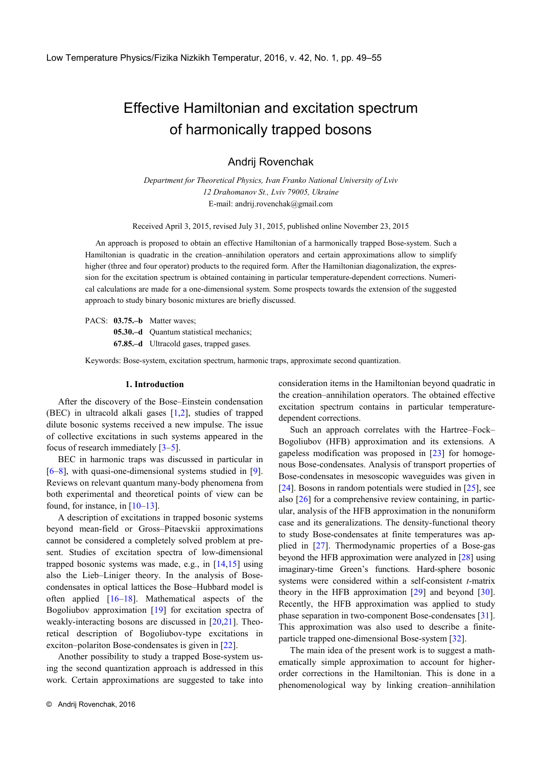# Effective Hamiltonian and excitation spectrum of harmonically trapped bosons

## Andrij Rovenchak

*Department for Theoretical Physics, Ivan Franko National University of Lviv*
*12 Drahomanov St., Lviv 79005, Ukraine*
E-mail: andrij.rovenchak@gmail.com

Received April 3, 2015, revised July 31, 2015, published online November 23, 2015

An approach is proposed to obtain an effective Hamiltonian of a harmonically trapped Bose-system. Such a Hamiltonian is quadratic in the creation–annihilation operators and certain approximations allow to simplify higher (three and four operator) products to the required form. After the Hamiltonian diagonalization, the expression for the excitation spectrum is obtained containing in particular temperature-dependent corrections. Numerical calculations are made for a one-dimensional system. Some prospects towards the extension of the suggested approach to study binary bosonic mixtures are briefly discussed.

PACS: **03.75.–b** Matter waves;
**05.30.–d** Quantum statistical mechanics;
**67.85.–d** Ultracold gases, trapped gases.

Keywords: Bose-system, excitation spectrum, harmonic traps, approximate second quantization.

### 1. Introduction

After the discovery of the Bose–Einstein condensation (BEC) in ultracold alkali gases [1,2], studies of trapped dilute bosonic systems received a new impulse. The issue of collective excitations in such systems appeared in the focus of research immediately [3–5].

BEC in harmonic traps was discussed in particular in [6–8], with quasi-one-dimensional systems studied in [9]. Reviews on relevant quantum many-body phenomena from both experimental and theoretical points of view can be found, for instance, in [10–13].

A description of excitations in trapped bosonic systems beyond mean-field or Gross–Pitaevskii approximations cannot be considered a completely solved problem at present. Studies of excitation spectra of low-dimensional trapped bosonic systems was made, e.g., in [14,15] using also the Lieb–Liniger theory. In the analysis of Bose-condensates in optical lattices the Bose–Hubbard model is often applied [16–18]. Mathematical aspects of the Bogoliubov approximation [19] for excitation spectra of weakly-interacting bosons are discussed in [20,21]. Theoretical description of Bogoliubov-type excitations in exciton–polariton Bose-condensates is given in [22].

Another possibility to study a trapped Bose-system using the second quantization approach is addressed in this work. Certain approximations are suggested to take into consideration items in the Hamiltonian beyond quadratic in the creation–annihilation operators. The obtained effective excitation spectrum contains in particular temperature-dependent corrections.

Such an approach correlates with the Hartree–Fock–Bogoliubov (HFB) approximation and its extensions. A gapeless modification was proposed in [23] for homogenous Bose-condensates. Analysis of transport properties of Bose-condensates in mesoscopic waveguides was given in [24]. Bosons in random potentials were studied in [25], see also [26] for a comprehensive review containing, in particular, analysis of the HFB approximation in the nonuniform case and its generalizations. The density-functional theory to study Bose-condensates at finite temperatures was applied in [27]. Thermodynamic properties of a Bose-gas beyond the HFB approximation were analyzed in [28] using imaginary-time Green's functions. Hard-sphere bosonic systems were considered within a self-consistent *t*-matrix theory in the HFB approximation [29] and beyond [30]. Recently, the HFB approximation was applied to study phase separation in two-component Bose-condensates [31]. This approximation was also used to describe a finite-particle trapped one-dimensional Bose-system [32].

The main idea of the present work is to suggest a mathematically simple approximation to account for higher-order corrections in the Hamiltonian. This is done in a phenomenological way by linking creation–annihilation

© Andrij Rovenchak, 2016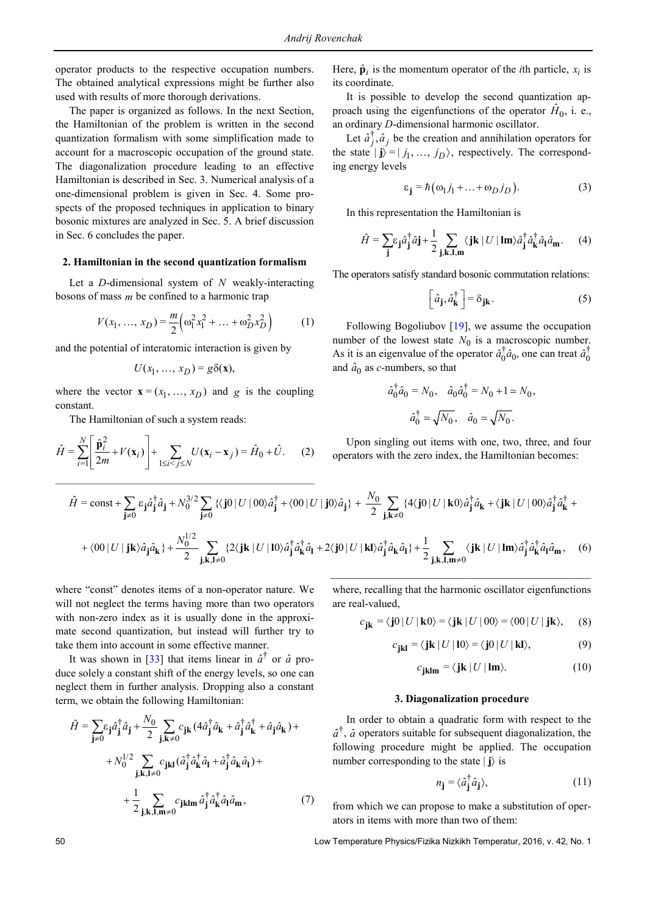operator products to the respective occupation numbers. The obtained analytical expressions might be further also used with results of more thorough derivations.

The paper is organized as follows. In the next Section, the Hamiltonian of the problem is written in the second quantization formalism with some simplification made to account for a macroscopic occupation of the ground state. The diagonalization procedure leading to an effective Hamiltonian is described in Sec. 3. Numerical analysis of a one-dimensional problem is given in Sec. 4. Some prospects of the proposed techniques in application to binary bosonic mixtures are analyzed in Sec. 5. A brief discussion in Sec. 6 concludes the paper.

## 2. Hamiltonian in the second quantization formalism

Let a $D$-dimensional system of $N$ weakly-interacting bosons of mass $m$ be confined to a harmonic trap

$$V(x_1, \ldots, x_D) = \frac{m}{2}\left(\omega_1^2 x_1^2 + \ldots + \omega_D^2 x_D^2\right) \tag{1}$$

and the potential of interatomic interaction is given by

$$U(x_1, \ldots, x_D) = g\delta(\mathbf{x}),$$

where the vector $\mathbf{x} = (x_1, \ldots, x_D)$ and $g$ is the coupling constant.

The Hamiltonian of such a system reads:

$$\hat{H} = \sum_{i=1}^{N}\left[\frac{\hat{\mathbf{p}}_i^2}{2m} + V(\mathbf{x}_i)\right] + \sum_{1\le i<j\le N} U(\mathbf{x}_i - \mathbf{x}_j) = \hat{H}_0 + \hat{U}. \tag{2}$$

Here, $\hat{\mathbf{p}}_i$ is the momentum operator of the $i$th particle, $x_i$ is its coordinate.

It is possible to develop the second quantization approach using the eigenfunctions of the operator $\hat{H}_0$, i. e., an ordinary $D$-dimensional harmonic oscillator.

Let $\hat{a}_j^\dagger, \hat{a}_j$ be the creation and annihilation operators for the state $|\mathbf{j}\rangle = |j_1, \ldots, j_D\rangle$, respectively. The corresponding energy levels

$$\varepsilon_{\mathbf{j}} = \hbar\left(\omega_1 j_1 + \ldots + \omega_D j_D\right). \tag{3}$$

In this representation the Hamiltonian is

$$\hat{H} = \sum_{\mathbf{j}} \varepsilon_{\mathbf{j}} \hat{a}_{\mathbf{j}}^\dagger \hat{a}_{\mathbf{j}} + \frac{1}{2}\sum_{\mathbf{j},\mathbf{k},\mathbf{l},\mathbf{m}} \langle \mathbf{jk}|U|\mathbf{lm}\rangle \hat{a}_{\mathbf{j}}^\dagger \hat{a}_{\mathbf{k}}^\dagger \hat{a}_{\mathbf{l}} \hat{a}_{\mathbf{m}}. \tag{4}$$

The operators satisfy standard bosonic commutation relations:

$$\left[\hat{a}_{\mathbf{j}}, \hat{a}_{\mathbf{k}}^\dagger\right] = \delta_{\mathbf{jk}}. \tag{5}$$

Following Bogoliubov [19], we assume the occupation number of the lowest state $N_0$ is a macroscopic number. As it is an eigenvalue of the operator $\hat{a}_0^\dagger \hat{a}_0$, one can treat $\hat{a}_0^\dagger$ and $\hat{a}_0$ as $c$-numbers, so that

$$\hat{a}_0^\dagger \hat{a}_0 = N_0, \quad \hat{a}_0 \hat{a}_0^\dagger = N_0 + 1 \simeq N_0,$$

$$\hat{a}_0^\dagger \simeq \sqrt{N_0}, \quad \hat{a}_0 \simeq \sqrt{N_0}.$$

Upon singling out items with one, two, three, and four operators with the zero index, the Hamiltonian becomes:

$$\hat{H} = \text{const} + \sum_{\mathbf{j}\ne 0} \varepsilon_{\mathbf{j}} \hat{a}_{\mathbf{j}}^\dagger \hat{a}_{\mathbf{j}} + N_0^{3/2} \sum_{\mathbf{j}\ne 0} \{\langle \mathbf{j}0|U|00\rangle \hat{a}_{\mathbf{j}}^\dagger + \langle 00|U|\mathbf{j}0\rangle \hat{a}_{\mathbf{j}}\} + \frac{N_0}{2}\sum_{\mathbf{j},\mathbf{k}\ne 0}\{4\langle \mathbf{j}0|U|\mathbf{k}0\rangle \hat{a}_{\mathbf{j}}^\dagger \hat{a}_{\mathbf{k}} + \langle \mathbf{jk}|U|00\rangle \hat{a}_{\mathbf{j}}^\dagger \hat{a}_{\mathbf{k}}^\dagger +$$

$$+ \langle 00|U|\mathbf{jk}\rangle \hat{a}_{\mathbf{j}} \hat{a}_{\mathbf{k}}\} + \frac{N_0^{1/2}}{2}\sum_{\mathbf{j},\mathbf{k},\mathbf{l}\ne 0}\{2\langle \mathbf{jk}|U|\mathbf{l}0\rangle \hat{a}_{\mathbf{j}}^\dagger \hat{a}_{\mathbf{k}}^\dagger \hat{a}_{\mathbf{l}} + 2\langle \mathbf{j}0|U|\mathbf{kl}\rangle \hat{a}_{\mathbf{j}}^\dagger \hat{a}_{\mathbf{k}} \hat{a}_{\mathbf{l}}\} + \frac{1}{2}\sum_{\mathbf{j},\mathbf{k},\mathbf{l},\mathbf{m}\ne 0} \langle \mathbf{jk}|U|\mathbf{lm}\rangle \hat{a}_{\mathbf{j}}^\dagger \hat{a}_{\mathbf{k}}^\dagger \hat{a}_{\mathbf{l}} \hat{a}_{\mathbf{m}}, \tag{6}$$

where "const" denotes items of a non-operator nature. We will not neglect the terms having more than two operators with non-zero index as it is usually done in the approximate second quantization, but instead will further try to take them into account in some effective manner.

It was shown in [33] that items linear in $\hat{a}^\dagger$ or $\hat{a}$ produce solely a constant shift of the energy levels, so one can neglect them in further analysis. Dropping also a constant term, we obtain the following Hamiltonian:

$$\hat{H} = \sum_{\mathbf{j}\ne 0} \varepsilon_{\mathbf{j}} \hat{a}_{\mathbf{j}}^\dagger \hat{a}_{\mathbf{j}} + \frac{N_0}{2}\sum_{\mathbf{j},\mathbf{k}\ne 0} c_{\mathbf{jk}} (4\hat{a}_{\mathbf{j}}^\dagger \hat{a}_{\mathbf{k}} + \hat{a}_{\mathbf{j}}^\dagger \hat{a}_{\mathbf{k}}^\dagger + \hat{a}_{\mathbf{j}} \hat{a}_{\mathbf{k}}) +$$

$$+ N_0^{1/2} \sum_{\mathbf{j},\mathbf{k},\mathbf{l}\ne 0} c_{\mathbf{jkl}} (\hat{a}_{\mathbf{j}}^\dagger \hat{a}_{\mathbf{k}}^\dagger \hat{a}_{\mathbf{l}} + \hat{a}_{\mathbf{j}}^\dagger \hat{a}_{\mathbf{k}} \hat{a}_{\mathbf{l}}) +$$

$$+ \frac{1}{2}\sum_{\mathbf{j},\mathbf{k},\mathbf{l},\mathbf{m}\ne 0} c_{\mathbf{jklm}} \hat{a}_{\mathbf{j}}^\dagger \hat{a}_{\mathbf{k}}^\dagger \hat{a}_{\mathbf{l}} \hat{a}_{\mathbf{m}}, \tag{7}$$

where, recalling that the harmonic oscillator eigenfunctions are real-valued,

$$c_{\mathbf{jk}} = \langle \mathbf{j}0|U|\mathbf{k}0\rangle = \langle \mathbf{jk}|U|00\rangle = \langle 00|U|\mathbf{jk}\rangle, \tag{8}$$

$$c_{\mathbf{jkl}} = \langle \mathbf{jk}|U|\mathbf{l}0\rangle = \langle \mathbf{j}0|U|\mathbf{kl}\rangle, \tag{9}$$

$$c_{\mathbf{jklm}} = \langle \mathbf{jk}|U|\mathbf{lm}\rangle. \tag{10}$$

## 3. Diagonalization procedure

In order to obtain a quadratic form with respect to the $\hat{a}^\dagger$, $\hat{a}$ operators suitable for subsequent diagonalization, the following procedure might be applied. The occupation number corresponding to the state $|\mathbf{j}\rangle$ is

$$n_{\mathbf{j}} = \langle \hat{a}_{\mathbf{j}}^\dagger \hat{a}_{\mathbf{j}}\rangle, \tag{11}$$

from which we can propose to make a substitution of operators in items with more than two of them: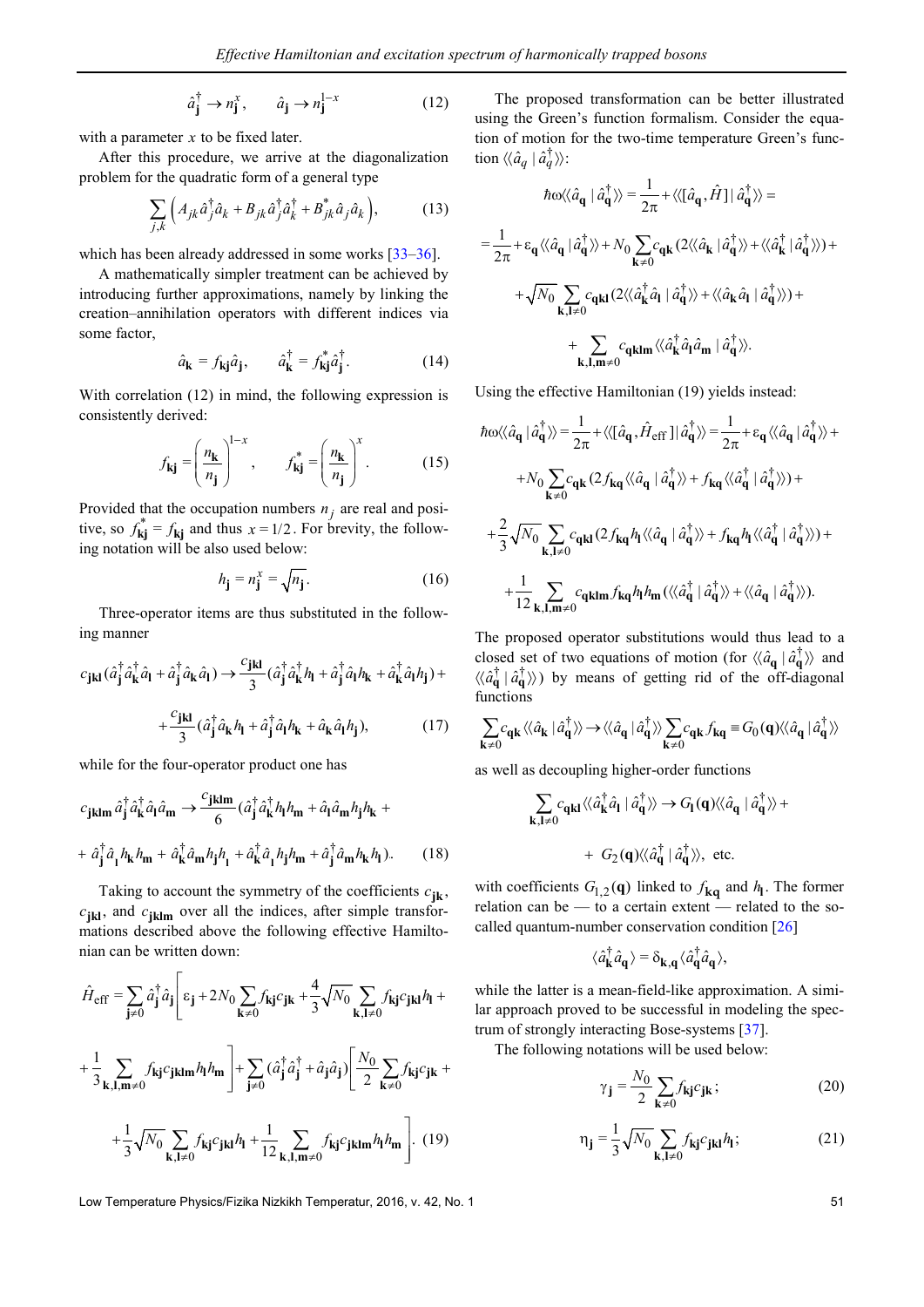$$\hat{a}_{\mathbf{j}}^{\dagger} \to n_{\mathbf{j}}^{x}, \qquad \hat{a}_{\mathbf{j}} \to n_{\mathbf{j}}^{1-x} \tag{12}$$

with a parameter $x$ to be fixed later.

After this procedure, we arrive at the diagonalization problem for the quadratic form of a general type

$$\sum_{j,k} \left( A_{jk} \hat{a}_j^{\dagger} \hat{a}_k + B_{jk} \hat{a}_j^{\dagger} \hat{a}_k^{\dagger} + B_{jk}^{*} \hat{a}_j \hat{a}_k \right), \tag{13}$$

which has been already addressed in some works [33–36].

A mathematically simpler treatment can be achieved by introducing further approximations, namely by linking the creation–annihilation operators with different indices via some factor,

$$\hat{a}_{\mathbf{k}} = f_{\mathbf{kj}} \hat{a}_{\mathbf{j}}, \qquad \hat{a}_{\mathbf{k}}^{\dagger} = f_{\mathbf{kj}}^{*} \hat{a}_{\mathbf{j}}^{\dagger}. \tag{14}$$

With correlation (12) in mind, the following expression is consistently derived:

$$f_{\mathbf{kj}} = \left( \frac{n_{\mathbf{k}}}{n_{\mathbf{j}}} \right)^{1-x}, \qquad f_{\mathbf{kj}}^{*} = \left( \frac{n_{\mathbf{k}}}{n_{\mathbf{j}}} \right)^{x}. \tag{15}$$

Provided that the occupation numbers $n_j$ are real and positive, so $f_{\mathbf{kj}}^{*} = f_{\mathbf{kj}}$ and thus $x = 1/2$. For brevity, the following notation will be also used below:

$$h_{\mathbf{j}} = n_{\mathbf{j}}^{x} = \sqrt{n_{\mathbf{j}}}. \tag{16}$$

Three-operator items are thus substituted in the following manner

$$c_{\mathbf{jkl}} (\hat{a}_{\mathbf{j}}^{\dagger} \hat{a}_{\mathbf{k}}^{\dagger} \hat{a}_{\mathbf{l}} + \hat{a}_{\mathbf{j}}^{\dagger} \hat{a}_{\mathbf{k}} \hat{a}_{\mathbf{l}}) \to \frac{c_{\mathbf{jkl}}}{3} (\hat{a}_{\mathbf{j}}^{\dagger} \hat{a}_{\mathbf{k}}^{\dagger} h_{\mathbf{l}} + \hat{a}_{\mathbf{j}}^{\dagger} \hat{a}_{\mathbf{l}} h_{\mathbf{k}} + \hat{a}_{\mathbf{k}}^{\dagger} \hat{a}_{\mathbf{l}} h_{\mathbf{j}}) +$$

$$+ \frac{c_{\mathbf{jkl}}}{3} (\hat{a}_{\mathbf{j}}^{\dagger} \hat{a}_{\mathbf{k}} h_{\mathbf{l}} + \hat{a}_{\mathbf{j}}^{\dagger} \hat{a}_{\mathbf{l}} h_{\mathbf{k}} + \hat{a}_{\mathbf{k}} \hat{a}_{\mathbf{l}} h_{\mathbf{j}}), \tag{17}$$

while for the four-operator product one has

$$c_{\mathbf{jklm}} \hat{a}_{\mathbf{j}}^{\dagger} \hat{a}_{\mathbf{k}}^{\dagger} \hat{a}_{\mathbf{l}} \hat{a}_{\mathbf{m}} \to \frac{c_{\mathbf{jklm}}}{6} (\hat{a}_{\mathbf{j}}^{\dagger} \hat{a}_{\mathbf{k}}^{\dagger} h_{\mathbf{l}} h_{\mathbf{m}} + \hat{a}_{\mathbf{l}} \hat{a}_{\mathbf{m}} h_{\mathbf{j}} h_{\mathbf{k}} +$$

$$+ \hat{a}_{\mathbf{j}}^{\dagger} \hat{a}_{\mathbf{l}} h_{\mathbf{k}} h_{\mathbf{m}} + \hat{a}_{\mathbf{k}}^{\dagger} \hat{a}_{\mathbf{m}} h_{\mathbf{j}} h_{\mathbf{l}} + \hat{a}_{\mathbf{k}}^{\dagger} \hat{a}_{\mathbf{l}} h_{\mathbf{j}} h_{\mathbf{m}} + \hat{a}_{\mathbf{j}}^{\dagger} \hat{a}_{\mathbf{m}} h_{\mathbf{k}} h_{\mathbf{l}}). \tag{18}$$

Taking to account the symmetry of the coefficients $c_{\mathbf{jk}}$, $c_{\mathbf{jkl}}$, and $c_{\mathbf{jklm}}$ over all the indices, after simple transformations described above the following effective Hamiltonian can be written down:

$$\hat{H}_{\text{eff}} = \sum_{\mathbf{j} \neq 0} \hat{a}_{\mathbf{j}}^{\dagger} \hat{a}_{\mathbf{j}} \Bigg[ \varepsilon_{\mathbf{j}} + 2N_0 \sum_{\mathbf{k} \neq 0} f_{\mathbf{kj}} c_{\mathbf{jk}} + \frac{4}{3} \sqrt{N_0} \sum_{\mathbf{k,l} \neq 0} f_{\mathbf{kj}} c_{\mathbf{jkl}} h_{\mathbf{l}} +$$

$$+ \frac{1}{3} \sum_{\mathbf{k,l,m} \neq 0} f_{\mathbf{kj}} c_{\mathbf{jklm}} h_{\mathbf{l}} h_{\mathbf{m}} \Bigg] + \sum_{\mathbf{j} \neq 0} (\hat{a}_{\mathbf{j}}^{\dagger} \hat{a}_{\mathbf{j}}^{\dagger} + \hat{a}_{\mathbf{j}} \hat{a}_{\mathbf{j}}) \Bigg[ \frac{N_0}{2} \sum_{\mathbf{k} \neq 0} f_{\mathbf{kj}} c_{\mathbf{jk}} +$$

$$+ \frac{1}{3} \sqrt{N_0} \sum_{\mathbf{k,l} \neq 0} f_{\mathbf{kj}} c_{\mathbf{jkl}} h_{\mathbf{l}} + \frac{1}{12} \sum_{\mathbf{k,l,m} \neq 0} f_{\mathbf{kj}} c_{\mathbf{jklm}} h_{\mathbf{l}} h_{\mathbf{m}} \Bigg]. \tag{19}$$

The proposed transformation can be better illustrated using the Green's function formalism. Consider the equation of motion for the two-time temperature Green's function $\langle\langle \hat{a}_q \,|\, \hat{a}_q^{\dagger} \rangle\rangle$:

$$\hbar\omega \langle\langle \hat{a}_{\mathbf{q}} \,|\, \hat{a}_{\mathbf{q}}^{\dagger} \rangle\rangle = \frac{1}{2\pi} + \langle\langle [\hat{a}_{\mathbf{q}}, \hat{H}] \,|\, \hat{a}_{\mathbf{q}}^{\dagger} \rangle\rangle =$$

$$= \frac{1}{2\pi} + \varepsilon_{\mathbf{q}} \langle\langle \hat{a}_{\mathbf{q}} \,|\, \hat{a}_{\mathbf{q}}^{\dagger} \rangle\rangle + N_0 \sum_{\mathbf{k} \neq 0} c_{\mathbf{qk}} (2 \langle\langle \hat{a}_{\mathbf{k}} \,|\, \hat{a}_{\mathbf{q}}^{\dagger} \rangle\rangle + \langle\langle \hat{a}_{\mathbf{k}}^{\dagger} \,|\, \hat{a}_{\mathbf{q}}^{\dagger} \rangle\rangle) +$$

$$+ \sqrt{N_0} \sum_{\mathbf{k,l} \neq 0} c_{\mathbf{qkl}} (2 \langle\langle \hat{a}_{\mathbf{k}}^{\dagger} \hat{a}_{\mathbf{l}} \,|\, \hat{a}_{\mathbf{q}}^{\dagger} \rangle\rangle + \langle\langle \hat{a}_{\mathbf{k}} \hat{a}_{\mathbf{l}} \,|\, \hat{a}_{\mathbf{q}}^{\dagger} \rangle\rangle) +$$

$$+ \sum_{\mathbf{k,l,m} \neq 0} c_{\mathbf{qklm}} \langle\langle \hat{a}_{\mathbf{k}}^{\dagger} \hat{a}_{\mathbf{l}} \hat{a}_{\mathbf{m}} \,|\, \hat{a}_{\mathbf{q}}^{\dagger} \rangle\rangle.$$

Using the effective Hamiltonian (19) yields instead:

$$\hbar\omega \langle\langle \hat{a}_{\mathbf{q}} \,|\, \hat{a}_{\mathbf{q}}^{\dagger} \rangle\rangle = \frac{1}{2\pi} + \langle\langle [\hat{a}_{\mathbf{q}}, \hat{H}_{\text{eff}}] \,|\, \hat{a}_{\mathbf{q}}^{\dagger} \rangle\rangle = \frac{1}{2\pi} + \varepsilon_{\mathbf{q}} \langle\langle \hat{a}_{\mathbf{q}} \,|\, \hat{a}_{\mathbf{q}}^{\dagger} \rangle\rangle +$$

$$+ N_0 \sum_{\mathbf{k} \neq 0} c_{\mathbf{qk}} (2 f_{\mathbf{kq}} \langle\langle \hat{a}_{\mathbf{q}} \,|\, \hat{a}_{\mathbf{q}}^{\dagger} \rangle\rangle + f_{\mathbf{kq}} \langle\langle \hat{a}_{\mathbf{q}}^{\dagger} \,|\, \hat{a}_{\mathbf{q}}^{\dagger} \rangle\rangle) +$$

$$+ \frac{2}{3} \sqrt{N_0} \sum_{\mathbf{k,l} \neq 0} c_{\mathbf{qkl}} (2 f_{\mathbf{kq}} h_{\mathbf{l}} \langle\langle \hat{a}_{\mathbf{q}} \,|\, \hat{a}_{\mathbf{q}}^{\dagger} \rangle\rangle + f_{\mathbf{kq}} h_{\mathbf{l}} \langle\langle \hat{a}_{\mathbf{q}}^{\dagger} \,|\, \hat{a}_{\mathbf{q}}^{\dagger} \rangle\rangle) +$$

$$+ \frac{1}{12} \sum_{\mathbf{k,l,m} \neq 0} c_{\mathbf{qklm}} f_{\mathbf{kq}} h_{\mathbf{l}} h_{\mathbf{m}} (\langle\langle \hat{a}_{\mathbf{q}}^{\dagger} \,|\, \hat{a}_{\mathbf{q}}^{\dagger} \rangle\rangle + \langle\langle \hat{a}_{\mathbf{q}} \,|\, \hat{a}_{\mathbf{q}}^{\dagger} \rangle\rangle).$$

The proposed operator substitutions would thus lead to a closed set of two equations of motion (for $\langle\langle \hat{a}_{\mathbf{q}} \,|\, \hat{a}_{\mathbf{q}}^{\dagger} \rangle\rangle$ and $\langle\langle \hat{a}_{\mathbf{q}}^{\dagger} \,|\, \hat{a}_{\mathbf{q}}^{\dagger} \rangle\rangle$) by means of getting rid of the off-diagonal functions

$$\sum_{\mathbf{k} \neq 0} c_{\mathbf{qk}} \langle\langle \hat{a}_{\mathbf{k}} \,|\, \hat{a}_{\mathbf{q}}^{\dagger} \rangle\rangle \to \langle\langle \hat{a}_{\mathbf{q}} \,|\, \hat{a}_{\mathbf{q}}^{\dagger} \rangle\rangle \sum_{\mathbf{k} \neq 0} c_{\mathbf{qk}} f_{\mathbf{kq}} \equiv G_0(\mathbf{q}) \langle\langle \hat{a}_{\mathbf{q}} \,|\, \hat{a}_{\mathbf{q}}^{\dagger} \rangle\rangle$$

as well as decoupling higher-order functions

$$\sum_{\mathbf{k,l} \neq 0} c_{\mathbf{qkl}} \langle\langle \hat{a}_{\mathbf{k}}^{\dagger} \hat{a}_{\mathbf{l}} \,|\, \hat{a}_{\mathbf{q}}^{\dagger} \rangle\rangle \to G_1(\mathbf{q}) \langle\langle \hat{a}_{\mathbf{q}} \,|\, \hat{a}_{\mathbf{q}}^{\dagger} \rangle\rangle +$$

$$+ \; G_2(\mathbf{q}) \langle\langle \hat{a}_{\mathbf{q}}^{\dagger} \,|\, \hat{a}_{\mathbf{q}}^{\dagger} \rangle\rangle, \text{ etc.}$$

with coefficients $G_{1,2}(\mathbf{q})$ linked to $f_{\mathbf{kq}}$ and $h_{\mathbf{l}}$. The former relation can be — to a certain extent — related to the so-called quantum-number conservation condition [26]

$$\langle \hat{a}_{\mathbf{k}}^{\dagger} \hat{a}_{\mathbf{q}} \rangle = \delta_{\mathbf{k},\mathbf{q}} \langle \hat{a}_{\mathbf{q}}^{\dagger} \hat{a}_{\mathbf{q}} \rangle,$$

while the latter is a mean-field-like approximation. A similar approach proved to be successful in modeling the spectrum of strongly interacting Bose-systems [37].

The following notations will be used below:

$$\gamma_{\mathbf{j}} = \frac{N_0}{2} \sum_{\mathbf{k} \neq 0} f_{\mathbf{kj}} c_{\mathbf{jk}}; \tag{20}$$

$$\eta_{\mathbf{j}} = \frac{1}{3} \sqrt{N_0} \sum_{\mathbf{k,l} \neq 0} f_{\mathbf{kj}} c_{\mathbf{jkl}} h_{\mathbf{l}}; \tag{21}$$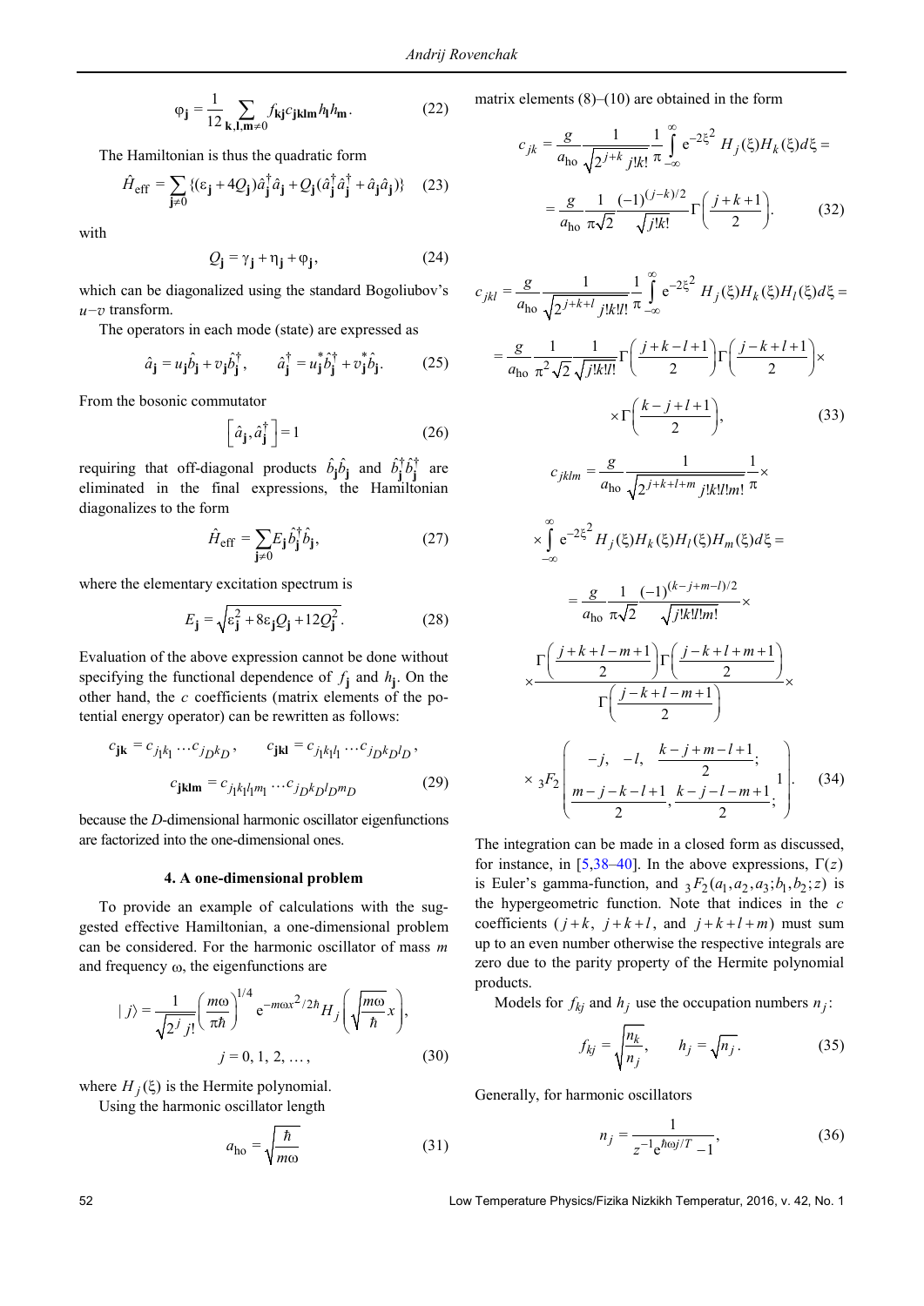$$\varphi_{\mathbf{j}} = \frac{1}{12}\sum_{\mathbf{k},\mathbf{l},\mathbf{m}\neq 0} f_{\mathbf{kj}} c_{\mathbf{jklm}} h_{\mathbf{l}} h_{\mathbf{m}}. \tag{22}$$

The Hamiltonian is thus the quadratic form

$$\hat{H}_{\text{eff}} = \sum_{\mathbf{j}\neq 0} \{(\varepsilon_{\mathbf{j}} + 4Q_{\mathbf{j}})\hat{a}_{\mathbf{j}}^{\dagger}\hat{a}_{\mathbf{j}} + Q_{\mathbf{j}}(\hat{a}_{\mathbf{j}}^{\dagger}\hat{a}_{\mathbf{j}}^{\dagger} + \hat{a}_{\mathbf{j}}\hat{a}_{\mathbf{j}})\} \tag{23}$$

with

$$Q_{\mathbf{j}} = \gamma_{\mathbf{j}} + \eta_{\mathbf{j}} + \varphi_{\mathbf{j}}, \tag{24}$$

which can be diagonalized using the standard Bogoliubov's $u\text{–}v$ transform.

The operators in each mode (state) are expressed as

$$\hat{a}_{\mathbf{j}} = u_{\mathbf{j}}\hat{b}_{\mathbf{j}} + v_{\mathbf{j}}\hat{b}_{\mathbf{j}}^{\dagger}, \qquad \hat{a}_{\mathbf{j}}^{\dagger} = u_{\mathbf{j}}^{*}\hat{b}_{\mathbf{j}}^{\dagger} + v_{\mathbf{j}}^{*}\hat{b}_{\mathbf{j}}. \tag{25}$$

From the bosonic commutator

$$\left[\hat{a}_{\mathbf{j}}, \hat{a}_{\mathbf{j}}^{\dagger}\right] = 1 \tag{26}$$

requiring that off-diagonal products $\hat{b}_{\mathbf{j}}\hat{b}_{\mathbf{j}}$ and $\hat{b}_{\mathbf{j}}^{\dagger}\hat{b}_{\mathbf{j}}^{\dagger}$ are eliminated in the final expressions, the Hamiltonian diagonalizes to the form

$$\hat{H}_{\text{eff}} = \sum_{\mathbf{j}\neq 0} E_{\mathbf{j}}\hat{b}_{\mathbf{j}}^{\dagger}\hat{b}_{\mathbf{j}}, \tag{27}$$

where the elementary excitation spectrum is

$$E_{\mathbf{j}} = \sqrt{\varepsilon_{\mathbf{j}}^{2} + 8\varepsilon_{\mathbf{j}}Q_{\mathbf{j}} + 12Q_{\mathbf{j}}^{2}}. \tag{28}$$

Evaluation of the above expression cannot be done without specifying the functional dependence of $f_{\mathbf{j}}$ and $h_{\mathbf{j}}$. On the other hand, the $c$ coefficients (matrix elements of the potential energy operator) can be rewritten as follows:

$$c_{\mathbf{jk}} = c_{j_1k_1}\ldots c_{j_Dk_D}, \qquad c_{\mathbf{jkl}} = c_{j_1k_1l_1}\ldots c_{j_Dk_Dl_D},$$
$$c_{\mathbf{jklm}} = c_{j_1k_1l_1m_1}\ldots c_{j_Dk_Dl_Dm_D} \tag{29}$$

because the $D$-dimensional harmonic oscillator eigenfunctions are factorized into the one-dimensional ones.

### 4. A one-dimensional problem

To provide an example of calculations with the suggested effective Hamiltonian, a one-dimensional problem can be considered. For the harmonic oscillator of mass $m$ and frequency $\omega$, the eigenfunctions are

$$|\,j\rangle = \frac{1}{\sqrt{2^{j}\,j!}}\left(\frac{m\omega}{\pi\hbar}\right)^{1/4} \mathrm{e}^{-m\omega x^{2}/2\hbar} H_{j}\left(\sqrt{\frac{m\omega}{\hbar}}\,x\right),$$
$$j = 0, 1, 2, \ldots, \tag{30}$$

where $H_j(\xi)$ is the Hermite polynomial.

Using the harmonic oscillator length

$$a_{\text{ho}} = \sqrt{\frac{\hbar}{m\omega}} \tag{31}$$

matrix elements (8)–(10) are obtained in the form

$$c_{jk} = \frac{g}{a_{\text{ho}}}\frac{1}{\sqrt{2^{j+k}\,j!k!}}\frac{1}{\pi}\int_{-\infty}^{\infty}\mathrm{e}^{-2\xi^{2}} H_{j}(\xi)H_{k}(\xi)d\xi =$$
$$= \frac{g}{a_{\text{ho}}}\frac{1}{\pi\sqrt{2}}\frac{(-1)^{(j-k)/2}}{\sqrt{j!k!}}\Gamma\left(\frac{j+k+1}{2}\right). \tag{32}$$

$$c_{jkl} = \frac{g}{a_{\text{ho}}}\frac{1}{\sqrt{2^{j+k+l}\,j!k!l!}}\frac{1}{\pi}\int_{-\infty}^{\infty}\mathrm{e}^{-2\xi^{2}} H_{j}(\xi)H_{k}(\xi)H_{l}(\xi)d\xi =$$
$$= \frac{g}{a_{\text{ho}}}\frac{1}{\pi^{2}\sqrt{2}}\frac{1}{\sqrt{j!k!l!}}\Gamma\left(\frac{j+k-l+1}{2}\right)\Gamma\left(\frac{j-k+l+1}{2}\right)\times$$
$$\times\Gamma\left(\frac{k-j+l+1}{2}\right), \tag{33}$$

$$c_{jklm} = \frac{g}{a_{\text{ho}}}\frac{1}{\sqrt{2^{j+k+l+m}\,j!k!l!m!}}\frac{1}{\pi}\times$$
$$\times\int_{-\infty}^{\infty}\mathrm{e}^{-2\xi^{2}} H_{j}(\xi)H_{k}(\xi)H_{l}(\xi)H_{m}(\xi)d\xi =$$
$$= \frac{g}{a_{\text{ho}}}\frac{1}{\pi\sqrt{2}}\frac{(-1)^{(k-j+m-l)/2}}{\sqrt{j!k!l!m!}}\times$$
$$\times\frac{\Gamma\left(\dfrac{j+k+l-m+1}{2}\right)\Gamma\left(\dfrac{j-k+l+m+1}{2}\right)}{\Gamma\left(\dfrac{j-k+l-m+1}{2}\right)}\times$$
$$\times\,{}_{3}F_{2}\left(\begin{matrix}-j, & -l, & \dfrac{k-j+m-l+1}{2}; \\ \dfrac{m-j-k-l+1}{2}, & \dfrac{k-j-l-m+1}{2}; & \end{matrix}\;1\right). \tag{34}$$

The integration can be made in a closed form as discussed, for instance, in [5,38–40]. In the above expressions, $\Gamma(z)$ is Euler's gamma-function, and ${}_3F_2(a_1, a_2, a_3; b_1, b_2; z)$ is the hypergeometric function. Note that indices in the $c$ coefficients ($j+k$, $j+k+l$, and $j+k+l+m$) must sum up to an even number otherwise the respective integrals are zero due to the parity property of the Hermite polynomial products.

Models for $f_{kj}$ and $h_j$ use the occupation numbers $n_j$:

$$f_{kj} = \sqrt{\frac{n_k}{n_j}}, \qquad h_j = \sqrt{n_j}. \tag{35}$$

Generally, for harmonic oscillators

$$n_j = \frac{1}{z^{-1}\mathrm{e}^{\hbar\omega j/T} - 1}, \tag{36}$$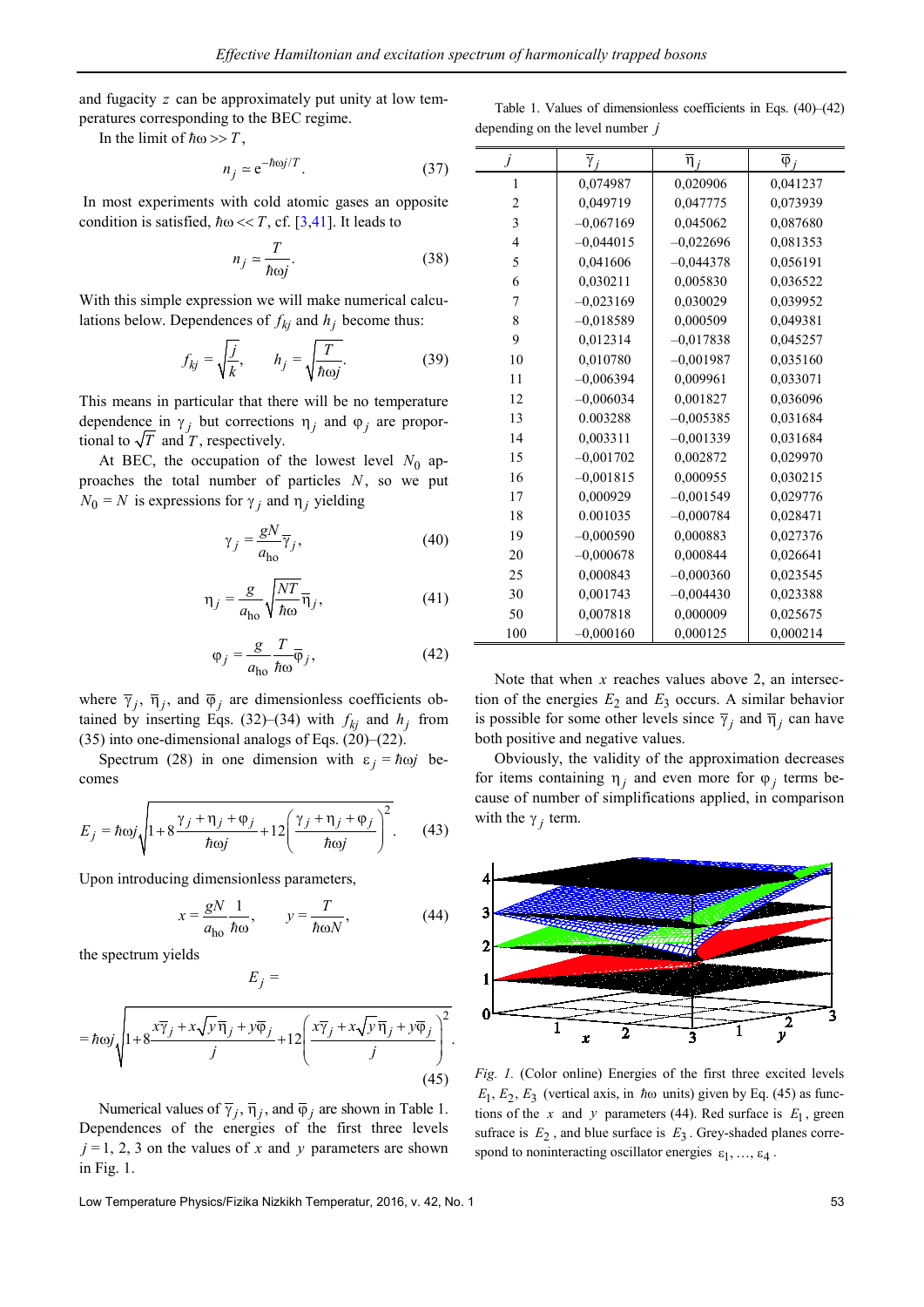and fugacity $z$ can be approximately put unity at low temperatures corresponding to the BEC regime.

In the limit of $\hbar\omega >> T$,

$$n_j \simeq e^{-\hbar\omega j/T}. \tag{37}$$

In most experiments with cold atomic gases an opposite condition is satisfied, $\hbar\omega << T$, cf. [3,41]. It leads to

$$n_j \simeq \frac{T}{\hbar\omega j}. \tag{38}$$

With this simple expression we will make numerical calculations below. Dependences of $f_{kj}$ and $h_j$ become thus:

$$f_{kj} = \sqrt{\frac{j}{k}}, \qquad h_j = \sqrt{\frac{T}{\hbar\omega j}}. \tag{39}$$

This means in particular that there will be no temperature dependence in $\gamma_j$ but corrections $\eta_j$ and $\varphi_j$ are proportional to $\sqrt{T}$ and $T$, respectively.

At BEC, the occupation of the lowest level $N_0$ approaches the total number of particles $N$, so we put $N_0 = N$ is expressions for $\gamma_j$ and $\eta_j$ yielding

$$\gamma_j = \frac{gN}{a_{\text{ho}}}\bar{\gamma}_j, \tag{40}$$

$$\eta_j = \frac{g}{a_{\text{ho}}}\sqrt{\frac{NT}{\hbar\omega}}\bar{\eta}_j, \tag{41}$$

$$\varphi_j = \frac{g}{a_{\text{ho}}}\frac{T}{\hbar\omega}\bar{\varphi}_j, \tag{42}$$

where $\bar{\gamma}_j$, $\bar{\eta}_j$, and $\bar{\varphi}_j$ are dimensionless coefficients obtained by inserting Eqs. (32)–(34) with $f_{kj}$ and $h_j$ from (35) into one-dimensional analogs of Eqs. (20)–(22).

Spectrum (28) in one dimension with $\varepsilon_j = \hbar\omega j$ becomes

$$E_j = \hbar\omega j\sqrt{1 + 8\frac{\gamma_j + \eta_j + \varphi_j}{\hbar\omega j} + 12\left(\frac{\gamma_j + \eta_j + \varphi_j}{\hbar\omega j}\right)^2}. \tag{43}$$

Upon introducing dimensionless parameters,

$$x = \frac{gN}{a_{\text{ho}}}\frac{1}{\hbar\omega}, \qquad y = \frac{T}{\hbar\omega N}, \tag{44}$$

the spectrum yields

$$E_j = \hbar\omega j\sqrt{1 + 8\frac{x\bar{\gamma}_j + x\sqrt{y}\bar{\eta}_j + y\bar{\varphi}_j}{j} + 12\left(\frac{x\bar{\gamma}_j + x\sqrt{y}\bar{\eta}_j + y\bar{\varphi}_j}{j}\right)^2}. \tag{45}$$

Numerical values of $\bar{\gamma}_j$, $\bar{\eta}_j$, and $\bar{\varphi}_j$ are shown in Table 1. Dependences of the energies of the first three levels $j = 1, 2, 3$ on the values of $x$ and $y$ parameters are shown in Fig. 1.

Table 1. Values of dimensionless coefficients in Eqs. (40)–(42) depending on the level number $j$

| $j$ | $\bar{\gamma}_j$ | $\bar{\eta}_j$ | $\bar{\varphi}_j$ |
|---|---|---|---|
| 1 | 0,074987 | 0,020906 | 0,041237 |
| 2 | 0,049719 | 0,047775 | 0,073939 |
| 3 | –0,067169 | 0,045062 | 0,087680 |
| 4 | –0,044015 | –0,022696 | 0,081353 |
| 5 | 0,041606 | –0,044378 | 0,056191 |
| 6 | 0,030211 | 0,005830 | 0,036522 |
| 7 | –0,023169 | 0,030029 | 0,039952 |
| 8 | –0,018589 | 0,000509 | 0,049381 |
| 9 | 0,012314 | –0,017838 | 0,045257 |
| 10 | 0,010780 | –0,001987 | 0,035160 |
| 11 | –0,006394 | 0,009961 | 0,033071 |
| 12 | –0,006034 | 0,001827 | 0,036096 |
| 13 | 0.003288 | –0,005385 | 0,031684 |
| 14 | 0,003311 | –0,001339 | 0,031684 |
| 15 | –0,001702 | 0,002872 | 0,029970 |
| 16 | –0,001815 | 0,000955 | 0,030215 |
| 17 | 0,000929 | –0,001549 | 0,029776 |
| 18 | 0.001035 | –0,000784 | 0,028471 |
| 19 | –0,000590 | 0,000883 | 0,027376 |
| 20 | –0,000678 | 0,000844 | 0,026641 |
| 25 | 0,000843 | –0,000360 | 0,023545 |
| 30 | 0,001743 | –0,004430 | 0,023388 |
| 50 | 0,007818 | 0,000009 | 0,025675 |
| 100 | –0,000160 | 0,000125 | 0,000214 |

Note that when $x$ reaches values above 2, an intersection of the energies $E_2$ and $E_3$ occurs. A similar behavior is possible for some other levels since $\bar{\gamma}_j$ and $\bar{\eta}_j$ can have both positive and negative values.

Obviously, the validity of the approximation decreases for items containing $\eta_j$ and even more for $\varphi_j$ terms because of number of simplifications applied, in comparison with the $\gamma_j$ term.

*Fig. 1.* (Color online) Energies of the first three excited levels $E_1, E_2, E_3$ (vertical axis, in $\hbar\omega$ units) given by Eq. (45) as functions of the $x$ and $y$ parameters (44). Red surface is $E_1$, green sufrace is $E_2$, and blue surface is $E_3$. Grey-shaded planes correspond to noninteracting oscillator energies $\varepsilon_1, \ldots, \varepsilon_4$.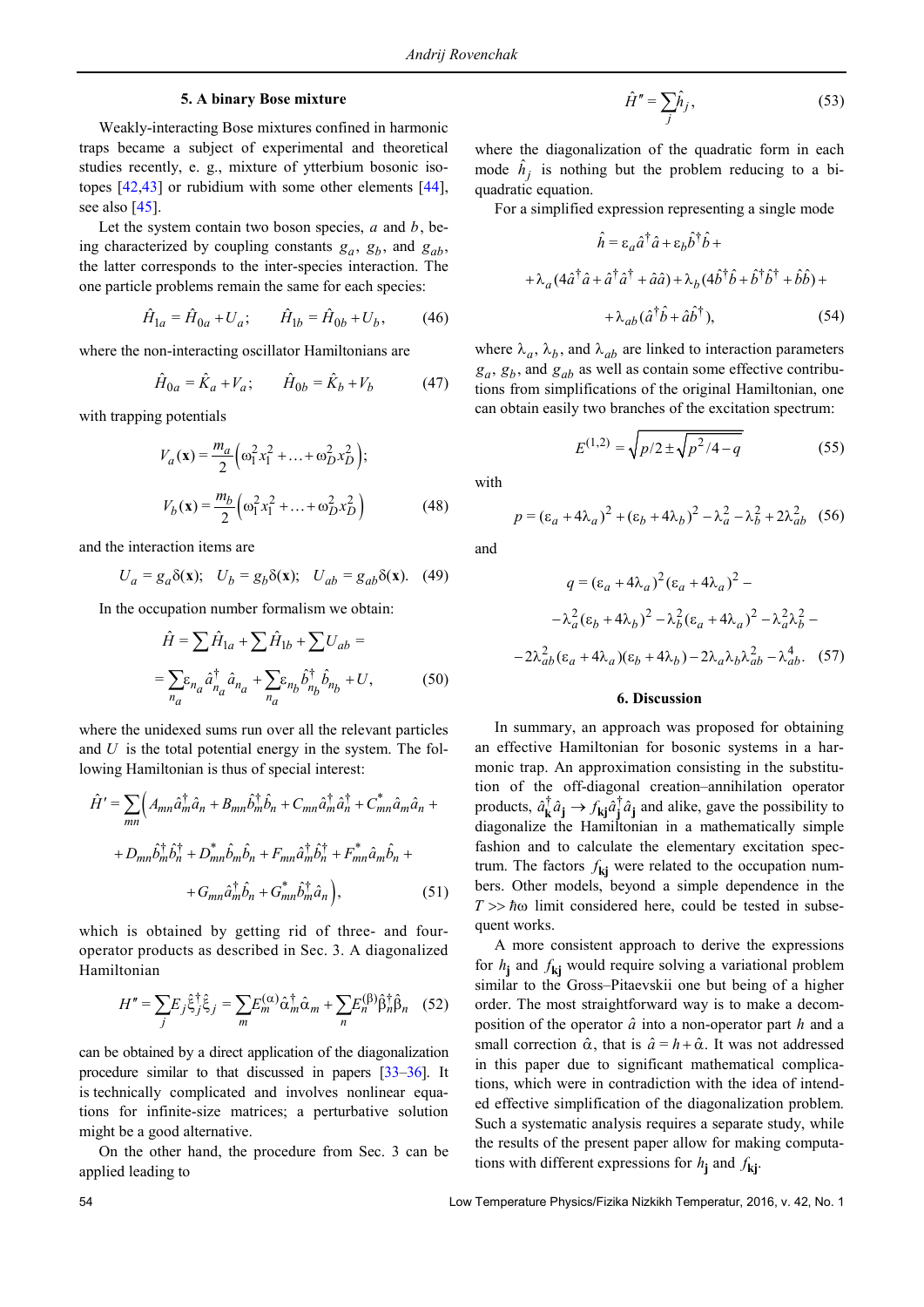## 5. A binary Bose mixture

Weakly-interacting Bose mixtures confined in harmonic traps became a subject of experimental and theoretical studies recently, e. g., mixture of ytterbium bosonic isotopes [42,43] or rubidium with some other elements [44], see also [45].

Let the system contain two boson species, $a$ and $b$, being characterized by coupling constants $g_a$, $g_b$, and $g_{ab}$, the latter corresponds to the inter-species interaction. The one particle problems remain the same for each species:

$$\hat{H}_{1a} = \hat{H}_{0a} + U_a; \qquad \hat{H}_{1b} = \hat{H}_{0b} + U_b, \tag{46}$$

where the non-interacting oscillator Hamiltonians are

$$\hat{H}_{0a} = \hat{K}_a + V_a; \qquad \hat{H}_{0b} = \hat{K}_b + V_b \tag{47}$$

with trapping potentials

$$V_a(\mathbf{x}) = \frac{m_a}{2}\left(\omega_1^2 x_1^2 + \ldots + \omega_D^2 x_D^2\right);$$

$$V_b(\mathbf{x}) = \frac{m_b}{2}\left(\omega_1^2 x_1^2 + \ldots + \omega_D^2 x_D^2\right) \tag{48}$$

and the interaction items are

$$U_a = g_a\delta(\mathbf{x}); \quad U_b = g_b\delta(\mathbf{x}); \quad U_{ab} = g_{ab}\delta(\mathbf{x}). \tag{49}$$

In the occupation number formalism we obtain:

$$\hat{H} = \sum \hat{H}_{1a} + \sum \hat{H}_{1b} + \sum U_{ab} =$$

$$= \sum_{n_a} \varepsilon_{n_a} \hat{a}^\dagger_{n_a} \hat{a}_{n_a} + \sum_{n_a} \varepsilon_{n_b} \hat{b}^\dagger_{n_b} \hat{b}_{n_b} + U, \tag{50}$$

where the unidexed sums run over all the relevant particles and $U$ is the total potential energy in the system. The following Hamiltonian is thus of special interest:

$$\hat{H}' = \sum_{mn}\Big( A_{mn}\hat{a}^\dagger_m \hat{a}_n + B_{mn}\hat{b}^\dagger_m \hat{b}_n + C_{mn}\hat{a}^\dagger_m \hat{a}^\dagger_n + C^*_{mn}\hat{a}_m \hat{a}_n +$$

$$+ D_{mn}\hat{b}^\dagger_m \hat{b}^\dagger_n + D^*_{mn}\hat{b}_m \hat{b}_n + F_{mn}\hat{a}^\dagger_m \hat{b}^\dagger_n + F^*_{mn}\hat{a}_m \hat{b}_n +$$

$$+ G_{mn}\hat{a}^\dagger_m \hat{b}_n + G^*_{mn}\hat{b}^\dagger_m \hat{a}_n \Big), \tag{51}$$

which is obtained by getting rid of three- and four-operator products as described in Sec. 3. A diagonalized Hamiltonian

$$H'' = \sum_j E_j \hat{\xi}^\dagger_j \hat{\xi}_j = \sum_m E^{(\alpha)}_m \hat{\alpha}^\dagger_m \hat{\alpha}_m + \sum_n E^{(\beta)}_n \hat{\beta}^\dagger_n \hat{\beta}_n \tag{52}$$

can be obtained by a direct application of the diagonalization procedure similar to that discussed in papers [33–36]. It is technically complicated and involves nonlinear equations for infinite-size matrices; a perturbative solution might be a good alternative.

On the other hand, the procedure from Sec. 3 can be applied leading to

$$\hat{H}'' = \sum_j \hat{h}_j, \tag{53}$$

where the diagonalization of the quadratic form in each mode $\hat{h}_j$ is nothing but the problem reducing to a biquadratic equation.

For a simplified expression representing a single mode

$$\hat{h} = \varepsilon_a \hat{a}^\dagger \hat{a} + \varepsilon_b \hat{b}^\dagger \hat{b} +$$

$$+ \lambda_a(4\hat{a}^\dagger \hat{a} + \hat{a}^\dagger \hat{a}^\dagger + \hat{a}\hat{a}) + \lambda_b(4\hat{b}^\dagger \hat{b} + \hat{b}^\dagger \hat{b}^\dagger + \hat{b}\hat{b}) +$$

$$+ \lambda_{ab}(\hat{a}^\dagger \hat{b} + \hat{a}\hat{b}^\dagger), \tag{54}$$

where $\lambda_a$, $\lambda_b$, and $\lambda_{ab}$ are linked to interaction parameters $g_a$, $g_b$, and $g_{ab}$ as well as contain some effective contributions from simplifications of the original Hamiltonian, one can obtain easily two branches of the excitation spectrum:

$$E^{(1,2)} = \sqrt{p/2 \pm \sqrt{p^2/4 - q}} \tag{55}$$

with

$$p = (\varepsilon_a + 4\lambda_a)^2 + (\varepsilon_b + 4\lambda_b)^2 - \lambda_a^2 - \lambda_b^2 + 2\lambda_{ab}^2 \tag{56}$$

and

$$q = (\varepsilon_a + 4\lambda_a)^2(\varepsilon_a + 4\lambda_a)^2 -$$

$$-\lambda_a^2(\varepsilon_b + 4\lambda_b)^2 - \lambda_b^2(\varepsilon_a + 4\lambda_a)^2 - \lambda_a^2\lambda_b^2 -$$

$$-2\lambda_{ab}^2(\varepsilon_a + 4\lambda_a)(\varepsilon_b + 4\lambda_b) - 2\lambda_a\lambda_b\lambda_{ab}^2 - \lambda_{ab}^4. \tag{57}$$

## 6. Discussion

In summary, an approach was proposed for obtaining an effective Hamiltonian for bosonic systems in a harmonic trap. An approximation consisting in the substitution of the off-diagonal creation–annihilation operator products, $\hat{a}^\dagger_{\mathbf{k}}\hat{a}_{\mathbf{j}} \to f_{\mathbf{kj}}\hat{a}^\dagger_{\mathbf{j}}\hat{a}_{\mathbf{j}}$ and alike, gave the possibility to diagonalize the Hamiltonian in a mathematically simple fashion and to calculate the elementary excitation spectrum. The factors $f_{\mathbf{kj}}$ were related to the occupation numbers. Other models, beyond a simple dependence in the $T >> \hbar\omega$ limit considered here, could be tested in subsequent works.

A more consistent approach to derive the expressions for $h_{\mathbf{j}}$ and $f_{\mathbf{kj}}$ would require solving a variational problem similar to the Gross–Pitaevskii one but being of a higher order. The most straightforward way is to make a decomposition of the operator $\hat{a}$ into a non-operator part $h$ and a small correction $\hat{\alpha}$, that is $\hat{a} = h + \hat{\alpha}$. It was not addressed in this paper due to significant mathematical complications, which were in contradiction with the idea of intended effective simplification of the diagonalization problem. Such a systematic analysis requires a separate study, while the results of the present paper allow for making computations with different expressions for $h_{\mathbf{j}}$ and $f_{\mathbf{kj}}$.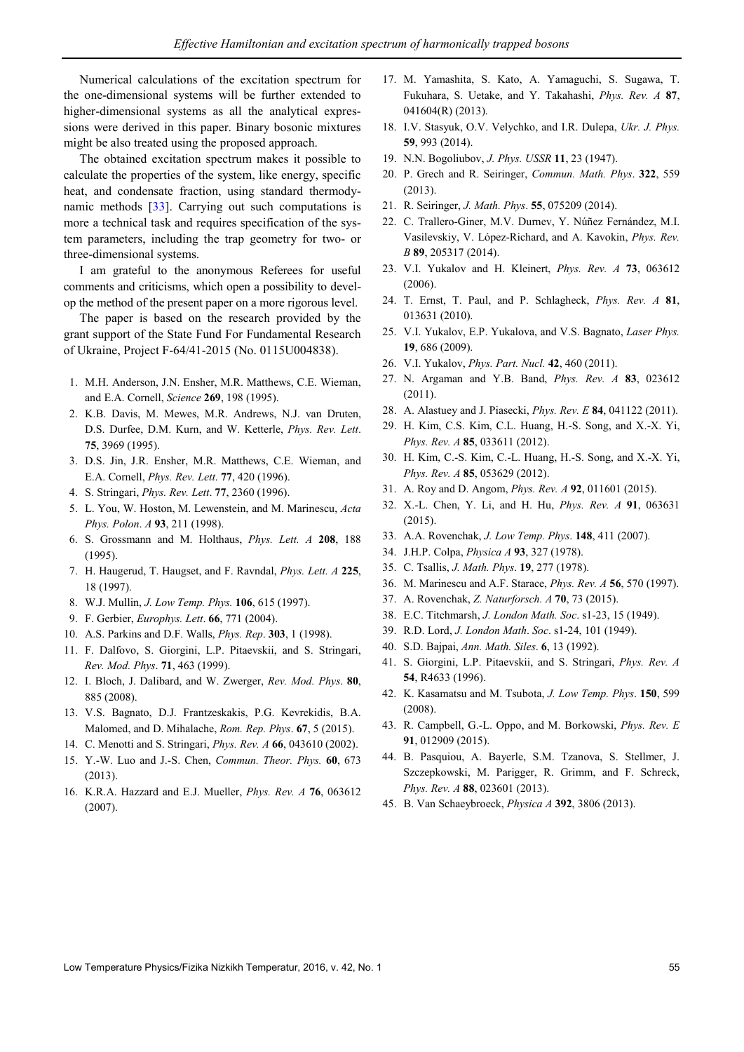Numerical calculations of the excitation spectrum for the one-dimensional systems will be further extended to higher-dimensional systems as all the analytical expressions were derived in this paper. Binary bosonic mixtures might be also treated using the proposed approach.

The obtained excitation spectrum makes it possible to calculate the properties of the system, like energy, specific heat, and condensate fraction, using standard thermodynamic methods [33]. Carrying out such computations is more a technical task and requires specification of the system parameters, including the trap geometry for two- or three-dimensional systems.

I am grateful to the anonymous Referees for useful comments and criticisms, which open a possibility to develop the method of the present paper on a more rigorous level.

The paper is based on the research provided by the grant support of the State Fund For Fundamental Research of Ukraine, Project F-64/41-2015 (No. 0115U004838).

1. M.H. Anderson, J.N. Ensher, M.R. Matthews, C.E. Wieman, and E.A. Cornell, *Science* **269**, 198 (1995).
2. K.B. Davis, M. Mewes, M.R. Andrews, N.J. van Druten, D.S. Durfee, D.M. Kurn, and W. Ketterle, *Phys. Rev. Lett*. **75**, 3969 (1995).
3. D.S. Jin, J.R. Ensher, M.R. Matthews, C.E. Wieman, and E.A. Cornell, *Phys. Rev. Lett*. **77**, 420 (1996).
4. S. Stringari, *Phys. Rev. Lett*. **77**, 2360 (1996).
5. L. You, W. Hoston, M. Lewenstein, and M. Marinescu, *Acta Phys. Polon*. *A* **93**, 211 (1998).
6. S. Grossmann and M. Holthaus, *Phys. Lett. A* **208**, 188 (1995).
7. H. Haugerud, T. Haugset, and F. Ravndal, *Phys. Lett. A* **225**, 18 (1997).
8. W.J. Mullin, *J. Low Temp. Phys.* **106**, 615 (1997).
9. F. Gerbier, *Europhys. Lett*. **66**, 771 (2004).
10. A.S. Parkins and D.F. Walls, *Phys. Rep*. **303**, 1 (1998).
11. F. Dalfovo, S. Giorgini, L.P. Pitaevskii, and S. Stringari, *Rev. Mod. Phys*. **71**, 463 (1999).
12. I. Bloch, J. Dalibard, and W. Zwerger, *Rev. Mod. Phys*. **80**, 885 (2008).
13. V.S. Bagnato, D.J. Frantzeskakis, P.G. Kevrekidis, B.A. Malomed, and D. Mihalache, *Rom. Rep. Phys*. **67**, 5 (2015).
14. C. Menotti and S. Stringari, *Phys. Rev. A* **66**, 043610 (2002).
15. Y.-W. Luo and J.-S. Chen, *Commun. Theor. Phys.* **60**, 673 (2013).
16. K.R.A. Hazzard and E.J. Mueller, *Phys. Rev. A* **76**, 063612 (2007).
17. M. Yamashita, S. Kato, A. Yamaguchi, S. Sugawa, T. Fukuhara, S. Uetake, and Y. Takahashi, *Phys. Rev. A* **87**, 041604(R) (2013).
18. I.V. Stasyuk, O.V. Velychko, and I.R. Dulepa, *Ukr. J. Phys.* **59**, 993 (2014).
19. N.N. Bogoliubov, *J. Phys. USSR* **11**, 23 (1947).
20. P. Grech and R. Seiringer, *Commun. Math. Phys*. **322**, 559 (2013).
21. R. Seiringer, *J. Math. Phys*. **55**, 075209 (2014).
22. C. Trallero-Giner, M.V. Durnev, Y. Núñez Fernández, M.I. Vasilevskiy, V. López-Richard, and A. Kavokin, *Phys. Rev. B* **89**, 205317 (2014).
23. V.I. Yukalov and H. Kleinert, *Phys. Rev. A* **73**, 063612 (2006).
24. T. Ernst, T. Paul, and P. Schlagheck, *Phys. Rev. A* **81**, 013631 (2010).
25. V.I. Yukalov, E.P. Yukalova, and V.S. Bagnato, *Laser Phys.* **19**, 686 (2009).
26. V.I. Yukalov, *Phys. Part. Nucl.* **42**, 460 (2011).
27. N. Argaman and Y.B. Band, *Phys. Rev. A* **83**, 023612 (2011).
28. A. Alastuey and J. Piasecki, *Phys. Rev. E* **84**, 041122 (2011).
29. H. Kim, C.S. Kim, C.L. Huang, H.-S. Song, and X.-X. Yi, *Phys. Rev. A* **85**, 033611 (2012).
30. H. Kim, C.-S. Kim, C.-L. Huang, H.-S. Song, and X.-X. Yi, *Phys. Rev. A* **85**, 053629 (2012).
31. A. Roy and D. Angom, *Phys. Rev. A* **92**, 011601 (2015).
32. X.-L. Chen, Y. Li, and H. Hu, *Phys. Rev. A* **91**, 063631 (2015).
33. A.A. Rovenchak, *J. Low Temp. Phys*. **148**, 411 (2007).
34. J.H.P. Colpa, *Physica A* **93**, 327 (1978).
35. C. Tsallis, *J. Math. Phys*. **19**, 277 (1978).
36. M. Marinescu and A.F. Starace, *Phys. Rev. A* **56**, 570 (1997).
37. A. Rovenchak, *Z. Naturforsch. A* **70**, 73 (2015).
38. E.C. Titchmarsh, *J. London Math. Soc*. s1-23, 15 (1949).
39. R.D. Lord, *J. London Math*. *Soc*. s1-24, 101 (1949).
40. S.D. Bajpai, *Ann. Math. Siles*. **6**, 13 (1992).
41. S. Giorgini, L.P. Pitaevskii, and S. Stringari, *Phys. Rev. A* **54**, R4633 (1996).
42. K. Kasamatsu and M. Tsubota, *J. Low Temp. Phys*. **150**, 599 (2008).
43. R. Campbell, G.-L. Oppo, and M. Borkowski, *Phys. Rev. E* **91**, 012909 (2015).
44. B. Pasquiou, A. Bayerle, S.M. Tzanova, S. Stellmer, J. Szczepkowski, M. Parigger, R. Grimm, and F. Schreck, *Phys. Rev. A* **88**, 023601 (2013).
45. B. Van Schaeybroeck, *Physica A* **392**, 3806 (2013).